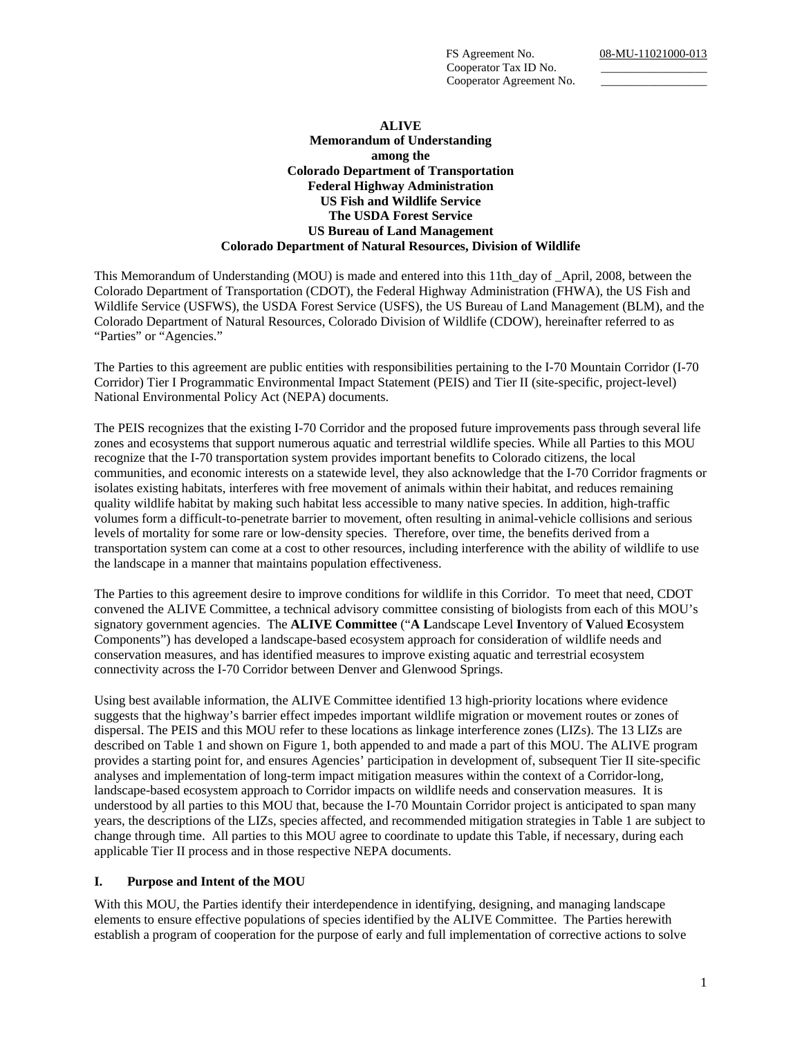FS Agreement No. 08-MU-11021000-013
Cooperator Tax ID No. __________________
Cooperator Agreement No. __________________

**ALIVE**
**Memorandum of Understanding**
**among the**
**Colorado Department of Transportation**
**Federal Highway Administration**
**US Fish and Wildlife Service**
**The USDA Forest Service**
**US Bureau of Land Management**
**Colorado Department of Natural Resources, Division of Wildlife**

This Memorandum of Understanding (MOU) is made and entered into this 11th_day of _April, 2008, between the Colorado Department of Transportation (CDOT), the Federal Highway Administration (FHWA), the US Fish and Wildlife Service (USFWS), the USDA Forest Service (USFS), the US Bureau of Land Management (BLM), and the Colorado Department of Natural Resources, Colorado Division of Wildlife (CDOW), hereinafter referred to as "Parties" or "Agencies."

The Parties to this agreement are public entities with responsibilities pertaining to the I-70 Mountain Corridor (I-70 Corridor) Tier I Programmatic Environmental Impact Statement (PEIS) and Tier II (site-specific, project-level) National Environmental Policy Act (NEPA) documents.

The PEIS recognizes that the existing I-70 Corridor and the proposed future improvements pass through several life zones and ecosystems that support numerous aquatic and terrestrial wildlife species. While all Parties to this MOU recognize that the I-70 transportation system provides important benefits to Colorado citizens, the local communities, and economic interests on a statewide level, they also acknowledge that the I-70 Corridor fragments or isolates existing habitats, interferes with free movement of animals within their habitat, and reduces remaining quality wildlife habitat by making such habitat less accessible to many native species. In addition, high-traffic volumes form a difficult-to-penetrate barrier to movement, often resulting in animal-vehicle collisions and serious levels of mortality for some rare or low-density species. Therefore, over time, the benefits derived from a transportation system can come at a cost to other resources, including interference with the ability of wildlife to use the landscape in a manner that maintains population effectiveness.

The Parties to this agreement desire to improve conditions for wildlife in this Corridor. To meet that need, CDOT convened the ALIVE Committee, a technical advisory committee consisting of biologists from each of this MOU's signatory government agencies. The **ALIVE Committee** ("**A L**andscape Level **I**nventory of **V**alued **E**cosystem Components") has developed a landscape-based ecosystem approach for consideration of wildlife needs and conservation measures, and has identified measures to improve existing aquatic and terrestrial ecosystem connectivity across the I-70 Corridor between Denver and Glenwood Springs.

Using best available information, the ALIVE Committee identified 13 high-priority locations where evidence suggests that the highway's barrier effect impedes important wildlife migration or movement routes or zones of dispersal. The PEIS and this MOU refer to these locations as linkage interference zones (LIZs). The 13 LIZs are described on Table 1 and shown on Figure 1, both appended to and made a part of this MOU. The ALIVE program provides a starting point for, and ensures Agencies' participation in development of, subsequent Tier II site-specific analyses and implementation of long-term impact mitigation measures within the context of a Corridor-long, landscape-based ecosystem approach to Corridor impacts on wildlife needs and conservation measures. It is understood by all parties to this MOU that, because the I-70 Mountain Corridor project is anticipated to span many years, the descriptions of the LIZs, species affected, and recommended mitigation strategies in Table 1 are subject to change through time. All parties to this MOU agree to coordinate to update this Table, if necessary, during each applicable Tier II process and in those respective NEPA documents.

## I. Purpose and Intent of the MOU

With this MOU, the Parties identify their interdependence in identifying, designing, and managing landscape elements to ensure effective populations of species identified by the ALIVE Committee. The Parties herewith establish a program of cooperation for the purpose of early and full implementation of corrective actions to solve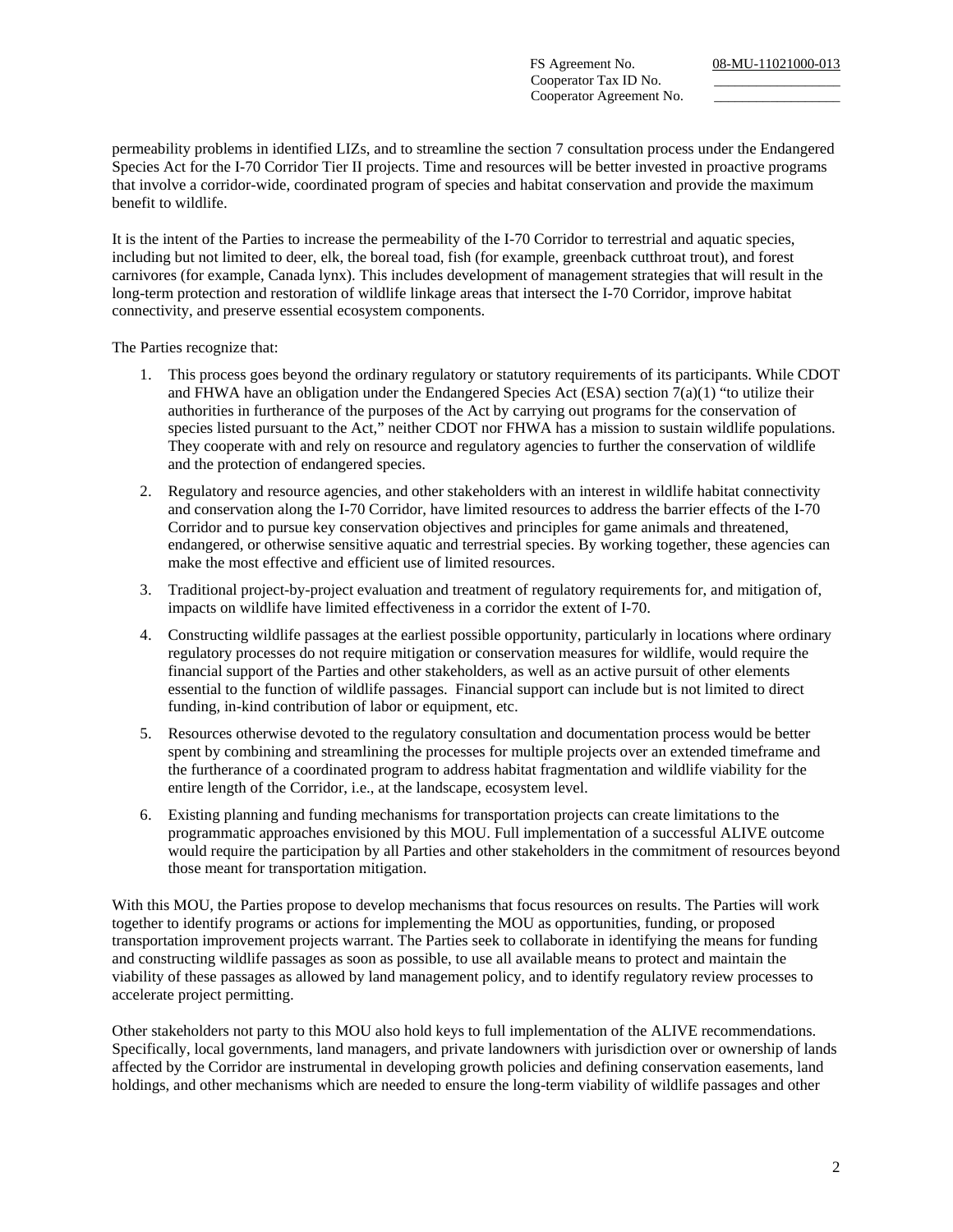permeability problems in identified LIZs, and to streamline the section 7 consultation process under the Endangered Species Act for the I-70 Corridor Tier II projects. Time and resources will be better invested in proactive programs that involve a corridor-wide, coordinated program of species and habitat conservation and provide the maximum benefit to wildlife.

It is the intent of the Parties to increase the permeability of the I-70 Corridor to terrestrial and aquatic species, including but not limited to deer, elk, the boreal toad, fish (for example, greenback cutthroat trout), and forest carnivores (for example, Canada lynx). This includes development of management strategies that will result in the long-term protection and restoration of wildlife linkage areas that intersect the I-70 Corridor, improve habitat connectivity, and preserve essential ecosystem components.

The Parties recognize that:

1. This process goes beyond the ordinary regulatory or statutory requirements of its participants. While CDOT and FHWA have an obligation under the Endangered Species Act (ESA) section 7(a)(1) "to utilize their authorities in furtherance of the purposes of the Act by carrying out programs for the conservation of species listed pursuant to the Act," neither CDOT nor FHWA has a mission to sustain wildlife populations. They cooperate with and rely on resource and regulatory agencies to further the conservation of wildlife and the protection of endangered species.
2. Regulatory and resource agencies, and other stakeholders with an interest in wildlife habitat connectivity and conservation along the I-70 Corridor, have limited resources to address the barrier effects of the I-70 Corridor and to pursue key conservation objectives and principles for game animals and threatened, endangered, or otherwise sensitive aquatic and terrestrial species. By working together, these agencies can make the most effective and efficient use of limited resources.
3. Traditional project-by-project evaluation and treatment of regulatory requirements for, and mitigation of, impacts on wildlife have limited effectiveness in a corridor the extent of I-70.
4. Constructing wildlife passages at the earliest possible opportunity, particularly in locations where ordinary regulatory processes do not require mitigation or conservation measures for wildlife, would require the financial support of the Parties and other stakeholders, as well as an active pursuit of other elements essential to the function of wildlife passages. Financial support can include but is not limited to direct funding, in-kind contribution of labor or equipment, etc.
5. Resources otherwise devoted to the regulatory consultation and documentation process would be better spent by combining and streamlining the processes for multiple projects over an extended timeframe and the furtherance of a coordinated program to address habitat fragmentation and wildlife viability for the entire length of the Corridor, i.e., at the landscape, ecosystem level.
6. Existing planning and funding mechanisms for transportation projects can create limitations to the programmatic approaches envisioned by this MOU. Full implementation of a successful ALIVE outcome would require the participation by all Parties and other stakeholders in the commitment of resources beyond those meant for transportation mitigation.

With this MOU, the Parties propose to develop mechanisms that focus resources on results. The Parties will work together to identify programs or actions for implementing the MOU as opportunities, funding, or proposed transportation improvement projects warrant. The Parties seek to collaborate in identifying the means for funding and constructing wildlife passages as soon as possible, to use all available means to protect and maintain the viability of these passages as allowed by land management policy, and to identify regulatory review processes to accelerate project permitting.

Other stakeholders not party to this MOU also hold keys to full implementation of the ALIVE recommendations. Specifically, local governments, land managers, and private landowners with jurisdiction over or ownership of lands affected by the Corridor are instrumental in developing growth policies and defining conservation easements, land holdings, and other mechanisms which are needed to ensure the long-term viability of wildlife passages and other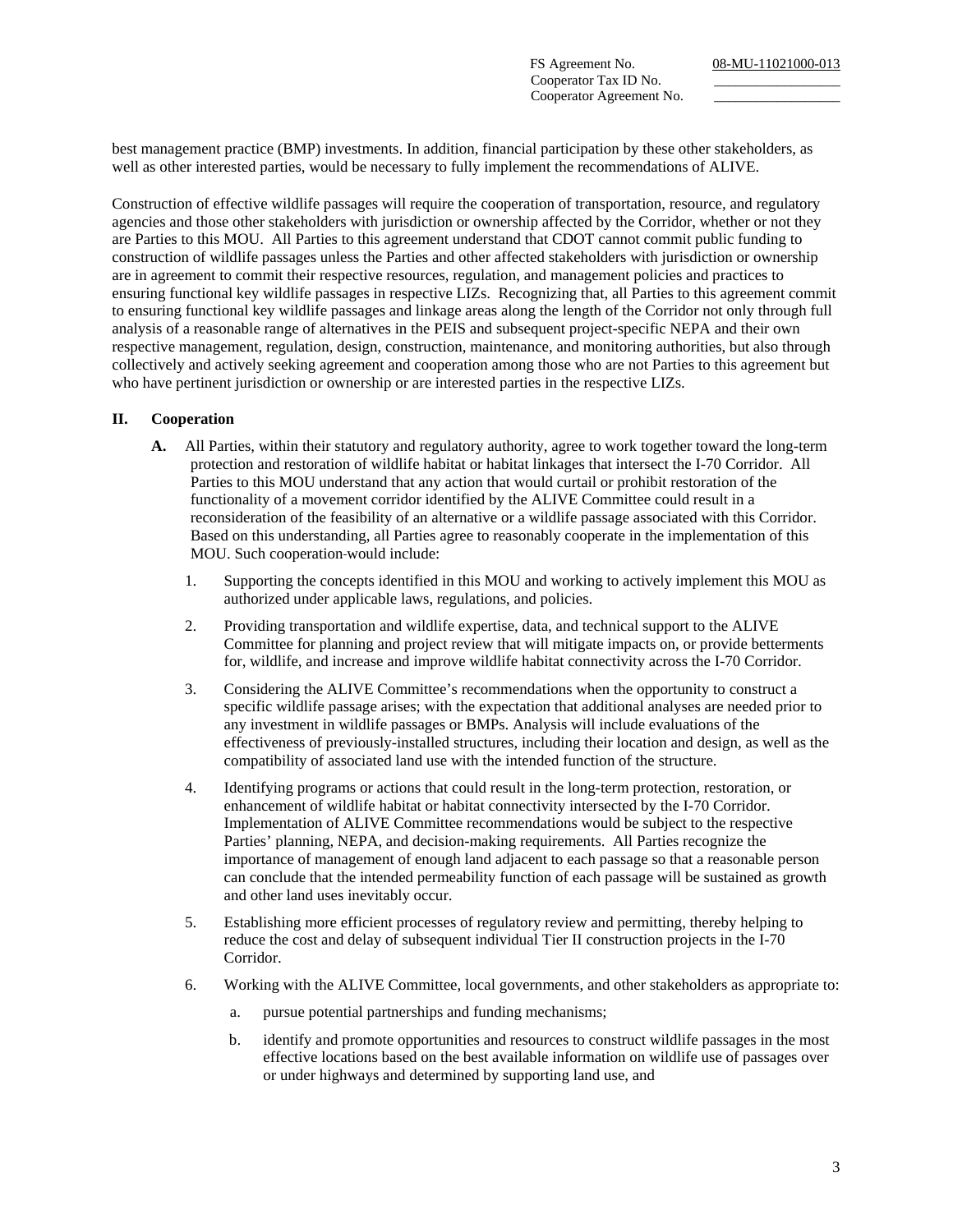best management practice (BMP) investments. In addition, financial participation by these other stakeholders, as well as other interested parties, would be necessary to fully implement the recommendations of ALIVE.

Construction of effective wildlife passages will require the cooperation of transportation, resource, and regulatory agencies and those other stakeholders with jurisdiction or ownership affected by the Corridor, whether or not they are Parties to this MOU. All Parties to this agreement understand that CDOT cannot commit public funding to construction of wildlife passages unless the Parties and other affected stakeholders with jurisdiction or ownership are in agreement to commit their respective resources, regulation, and management policies and practices to ensuring functional key wildlife passages in respective LIZs. Recognizing that, all Parties to this agreement commit to ensuring functional key wildlife passages and linkage areas along the length of the Corridor not only through full analysis of a reasonable range of alternatives in the PEIS and subsequent project-specific NEPA and their own respective management, regulation, design, construction, maintenance, and monitoring authorities, but also through collectively and actively seeking agreement and cooperation among those who are not Parties to this agreement but who have pertinent jurisdiction or ownership or are interested parties in the respective LIZs.

## II. Cooperation

**A.** All Parties, within their statutory and regulatory authority, agree to work together toward the long-term protection and restoration of wildlife habitat or habitat linkages that intersect the I-70 Corridor. All Parties to this MOU understand that any action that would curtail or prohibit restoration of the functionality of a movement corridor identified by the ALIVE Committee could result in a reconsideration of the feasibility of an alternative or a wildlife passage associated with this Corridor. Based on this understanding, all Parties agree to reasonably cooperate in the implementation of this MOU. Such cooperation would include:

1. Supporting the concepts identified in this MOU and working to actively implement this MOU as authorized under applicable laws, regulations, and policies.
2. Providing transportation and wildlife expertise, data, and technical support to the ALIVE Committee for planning and project review that will mitigate impacts on, or provide betterments for, wildlife, and increase and improve wildlife habitat connectivity across the I-70 Corridor.
3. Considering the ALIVE Committee's recommendations when the opportunity to construct a specific wildlife passage arises; with the expectation that additional analyses are needed prior to any investment in wildlife passages or BMPs. Analysis will include evaluations of the effectiveness of previously-installed structures, including their location and design, as well as the compatibility of associated land use with the intended function of the structure.
4. Identifying programs or actions that could result in the long-term protection, restoration, or enhancement of wildlife habitat or habitat connectivity intersected by the I-70 Corridor. Implementation of ALIVE Committee recommendations would be subject to the respective Parties' planning, NEPA, and decision-making requirements. All Parties recognize the importance of management of enough land adjacent to each passage so that a reasonable person can conclude that the intended permeability function of each passage will be sustained as growth and other land uses inevitably occur.
5. Establishing more efficient processes of regulatory review and permitting, thereby helping to reduce the cost and delay of subsequent individual Tier II construction projects in the I-70 Corridor.
6. Working with the ALIVE Committee, local governments, and other stakeholders as appropriate to:
   a. pursue potential partnerships and funding mechanisms;
   b. identify and promote opportunities and resources to construct wildlife passages in the most effective locations based on the best available information on wildlife use of passages over or under highways and determined by supporting land use, and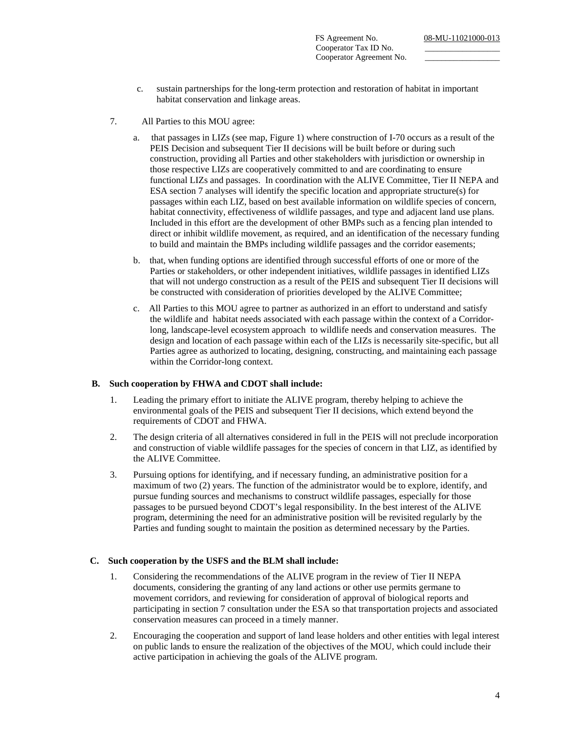c. sustain partnerships for the long-term protection and restoration of habitat in important habitat conservation and linkage areas.

7. All Parties to this MOU agree:

   a. that passages in LIZs (see map, Figure 1) where construction of I-70 occurs as a result of the PEIS Decision and subsequent Tier II decisions will be built before or during such construction, providing all Parties and other stakeholders with jurisdiction or ownership in those respective LIZs are cooperatively committed to and are coordinating to ensure functional LIZs and passages. In coordination with the ALIVE Committee, Tier II NEPA and ESA section 7 analyses will identify the specific location and appropriate structure(s) for passages within each LIZ, based on best available information on wildlife species of concern, habitat connectivity, effectiveness of wildlife passages, and type and adjacent land use plans. Included in this effort are the development of other BMPs such as a fencing plan intended to direct or inhibit wildlife movement, as required, and an identification of the necessary funding to build and maintain the BMPs including wildlife passages and the corridor easements;

   b. that, when funding options are identified through successful efforts of one or more of the Parties or stakeholders, or other independent initiatives, wildlife passages in identified LIZs that will not undergo construction as a result of the PEIS and subsequent Tier II decisions will be constructed with consideration of priorities developed by the ALIVE Committee;

   c. All Parties to this MOU agree to partner as authorized in an effort to understand and satisfy the wildlife and habitat needs associated with each passage within the context of a Corridor-long, landscape-level ecosystem approach to wildlife needs and conservation measures. The design and location of each passage within each of the LIZs is necessarily site-specific, but all Parties agree as authorized to locating, designing, constructing, and maintaining each passage within the Corridor-long context.

**B. Such cooperation by FHWA and CDOT shall include:**

1. Leading the primary effort to initiate the ALIVE program, thereby helping to achieve the environmental goals of the PEIS and subsequent Tier II decisions, which extend beyond the requirements of CDOT and FHWA.

2. The design criteria of all alternatives considered in full in the PEIS will not preclude incorporation and construction of viable wildlife passages for the species of concern in that LIZ, as identified by the ALIVE Committee.

3. Pursuing options for identifying, and if necessary funding, an administrative position for a maximum of two (2) years. The function of the administrator would be to explore, identify, and pursue funding sources and mechanisms to construct wildlife passages, especially for those passages to be pursued beyond CDOT's legal responsibility. In the best interest of the ALIVE program, determining the need for an administrative position will be revisited regularly by the Parties and funding sought to maintain the position as determined necessary by the Parties.

**C. Such cooperation by the USFS and the BLM shall include:**

1. Considering the recommendations of the ALIVE program in the review of Tier II NEPA documents, considering the granting of any land actions or other use permits germane to movement corridors, and reviewing for consideration of approval of biological reports and participating in section 7 consultation under the ESA so that transportation projects and associated conservation measures can proceed in a timely manner.

2. Encouraging the cooperation and support of land lease holders and other entities with legal interest on public lands to ensure the realization of the objectives of the MOU, which could include their active participation in achieving the goals of the ALIVE program.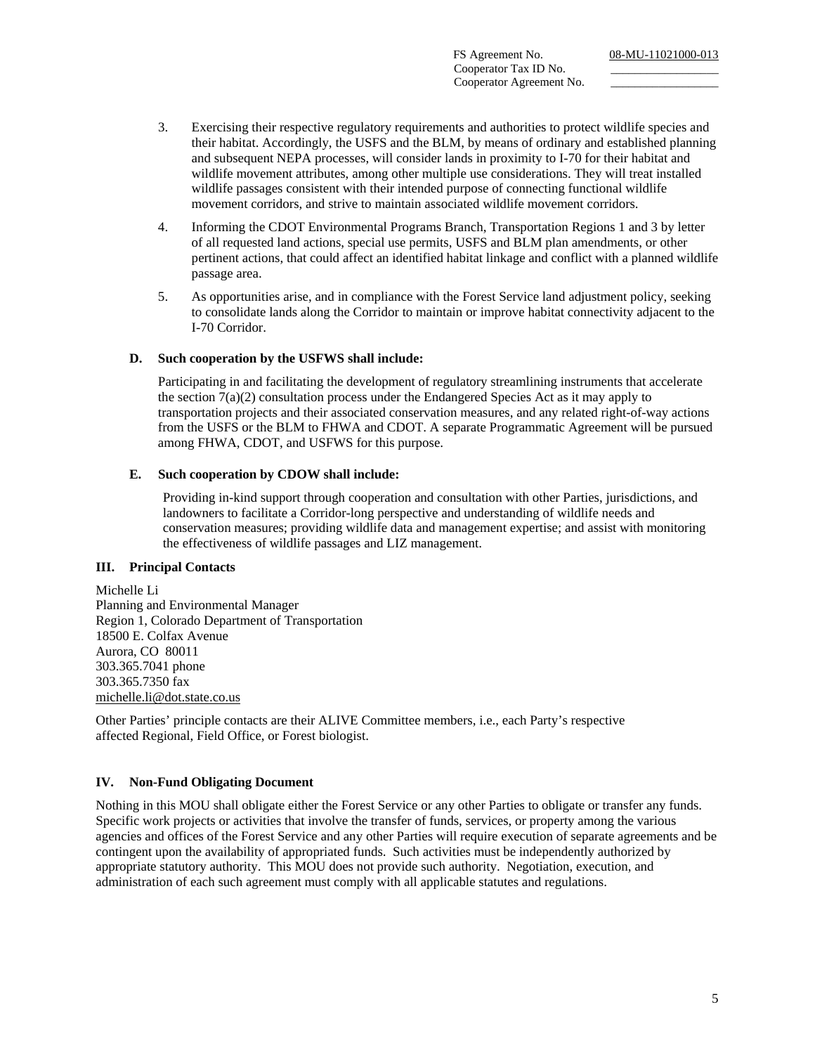| FS Agreement No. | 08-MU-11021000-013 |
| --- | --- |
| Cooperator Tax ID No. | __________________ |
| Cooperator Agreement No. | __________________ |

3. Exercising their respective regulatory requirements and authorities to protect wildlife species and their habitat. Accordingly, the USFS and the BLM, by means of ordinary and established planning and subsequent NEPA processes, will consider lands in proximity to I-70 for their habitat and wildlife movement attributes, among other multiple use considerations. They will treat installed wildlife passages consistent with their intended purpose of connecting functional wildlife movement corridors, and strive to maintain associated wildlife movement corridors.

4. Informing the CDOT Environmental Programs Branch, Transportation Regions 1 and 3 by letter of all requested land actions, special use permits, USFS and BLM plan amendments, or other pertinent actions, that could affect an identified habitat linkage and conflict with a planned wildlife passage area.

5. As opportunities arise, and in compliance with the Forest Service land adjustment policy, seeking to consolidate lands along the Corridor to maintain or improve habitat connectivity adjacent to the I-70 Corridor.

**D. Such cooperation by the USFWS shall include:**

Participating in and facilitating the development of regulatory streamlining instruments that accelerate the section 7(a)(2) consultation process under the Endangered Species Act as it may apply to transportation projects and their associated conservation measures, and any related right-of-way actions from the USFS or the BLM to FHWA and CDOT. A separate Programmatic Agreement will be pursued among FHWA, CDOT, and USFWS for this purpose.

**E. Such cooperation by CDOW shall include:**

Providing in-kind support through cooperation and consultation with other Parties, jurisdictions, and landowners to facilitate a Corridor-long perspective and understanding of wildlife needs and conservation measures; providing wildlife data and management expertise; and assist with monitoring the effectiveness of wildlife passages and LIZ management.

## III. Principal Contacts

Michelle Li
Planning and Environmental Manager
Region 1, Colorado Department of Transportation
18500 E. Colfax Avenue
Aurora, CO 80011
303.365.7041 phone
303.365.7350 fax
michelle.li@dot.state.co.us

Other Parties' principle contacts are their ALIVE Committee members, i.e., each Party's respective affected Regional, Field Office, or Forest biologist.

## IV. Non-Fund Obligating Document

Nothing in this MOU shall obligate either the Forest Service or any other Parties to obligate or transfer any funds. Specific work projects or activities that involve the transfer of funds, services, or property among the various agencies and offices of the Forest Service and any other Parties will require execution of separate agreements and be contingent upon the availability of appropriated funds. Such activities must be independently authorized by appropriate statutory authority. This MOU does not provide such authority. Negotiation, execution, and administration of each such agreement must comply with all applicable statutes and regulations.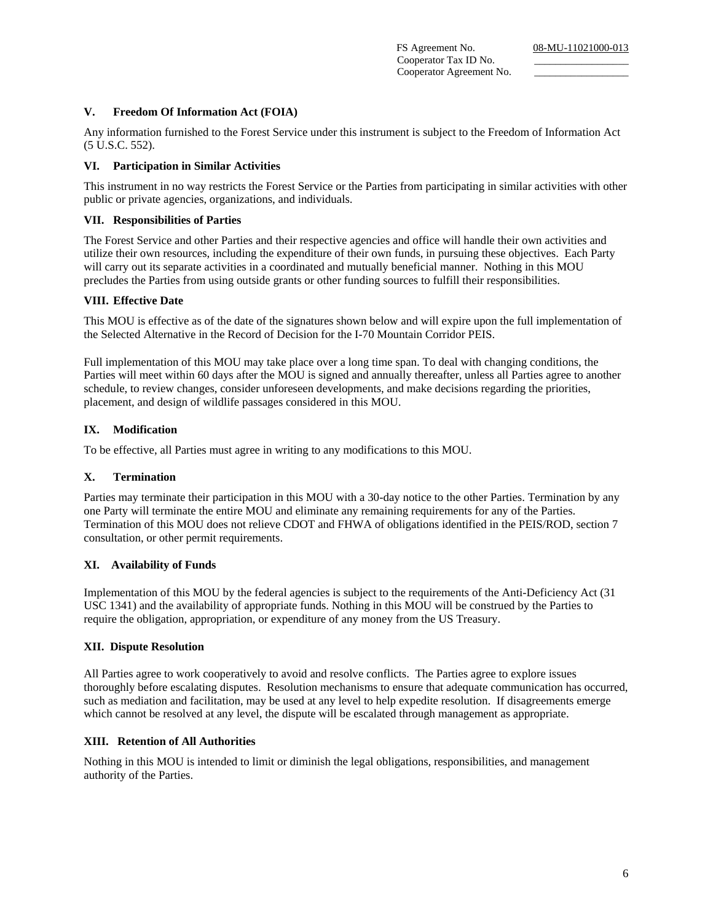FS Agreement No. 08-MU-11021000-013
Cooperator Tax ID No. ___________
Cooperator Agreement No. ___________

### V. Freedom Of Information Act (FOIA)

Any information furnished to the Forest Service under this instrument is subject to the Freedom of Information Act (5 U.S.C. 552).

### VI. Participation in Similar Activities

This instrument in no way restricts the Forest Service or the Parties from participating in similar activities with other public or private agencies, organizations, and individuals.

### VII. Responsibilities of Parties

The Forest Service and other Parties and their respective agencies and office will handle their own activities and utilize their own resources, including the expenditure of their own funds, in pursuing these objectives. Each Party will carry out its separate activities in a coordinated and mutually beneficial manner. Nothing in this MOU precludes the Parties from using outside grants or other funding sources to fulfill their responsibilities.

### VIII. Effective Date

This MOU is effective as of the date of the signatures shown below and will expire upon the full implementation of the Selected Alternative in the Record of Decision for the I-70 Mountain Corridor PEIS.

Full implementation of this MOU may take place over a long time span. To deal with changing conditions, the Parties will meet within 60 days after the MOU is signed and annually thereafter, unless all Parties agree to another schedule, to review changes, consider unforeseen developments, and make decisions regarding the priorities, placement, and design of wildlife passages considered in this MOU.

### IX. Modification

To be effective, all Parties must agree in writing to any modifications to this MOU.

### X. Termination

Parties may terminate their participation in this MOU with a 30-day notice to the other Parties. Termination by any one Party will terminate the entire MOU and eliminate any remaining requirements for any of the Parties. Termination of this MOU does not relieve CDOT and FHWA of obligations identified in the PEIS/ROD, section 7 consultation, or other permit requirements.

### XI. Availability of Funds

Implementation of this MOU by the federal agencies is subject to the requirements of the Anti-Deficiency Act (31 USC 1341) and the availability of appropriate funds. Nothing in this MOU will be construed by the Parties to require the obligation, appropriation, or expenditure of any money from the US Treasury.

### XII. Dispute Resolution

All Parties agree to work cooperatively to avoid and resolve conflicts. The Parties agree to explore issues thoroughly before escalating disputes. Resolution mechanisms to ensure that adequate communication has occurred, such as mediation and facilitation, may be used at any level to help expedite resolution. If disagreements emerge which cannot be resolved at any level, the dispute will be escalated through management as appropriate.

### XIII. Retention of All Authorities

Nothing in this MOU is intended to limit or diminish the legal obligations, responsibilities, and management authority of the Parties.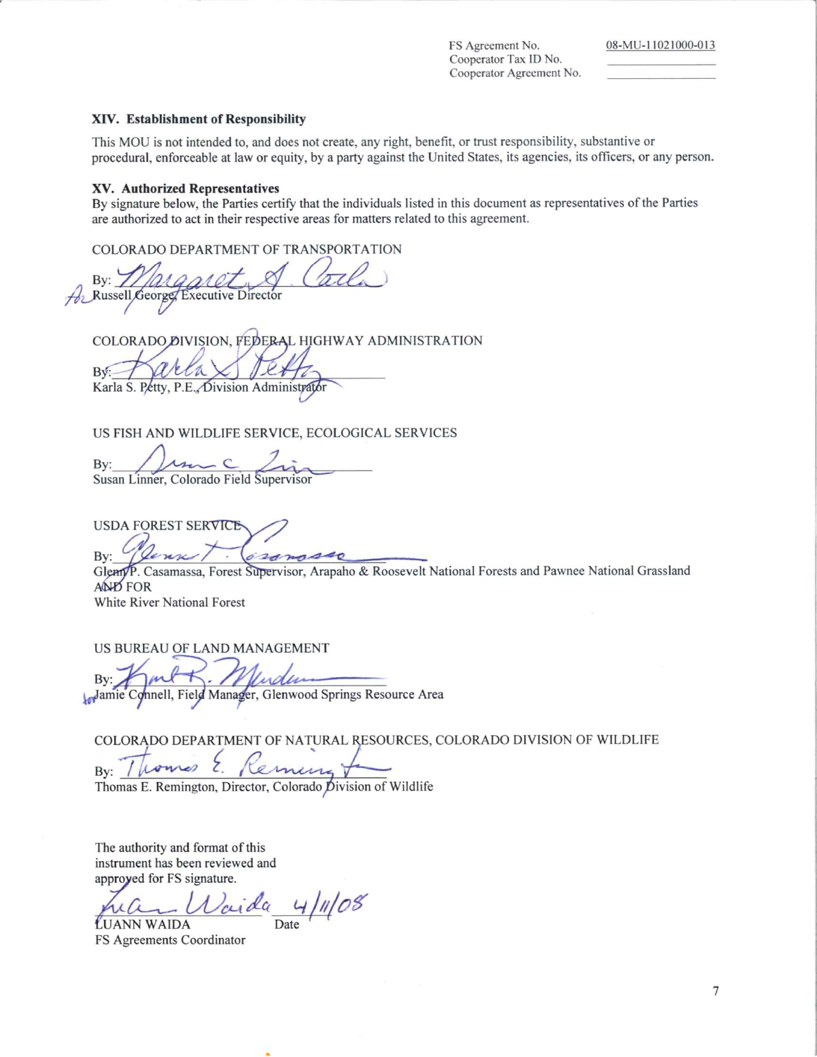FS Agreement No. 08-MU-11021000-013
Cooperator Tax ID No. ______________
Cooperator Agreement No. ______________

**XIV. Establishment of Responsibility**

This MOU is not intended to, and does not create, any right, benefit, or trust responsibility, substantive or procedural, enforceable at law or equity, by a party against the United States, its agencies, its officers, or any person.

**XV. Authorized Representatives**

By signature below, the Parties certify that the individuals listed in this document as representatives of the Parties are authorized to act in their respective areas for matters related to this agreement.

COLORADO DEPARTMENT OF TRANSPORTATION

By: Margaret A. Catlin
for Russell George, Executive Director

COLORADO DIVISION, FEDERAL HIGHWAY ADMINISTRATION

By: Karla S. Petty
Karla S. Petty, P.E., Division Administrator

US FISH AND WILDLIFE SERVICE, ECOLOGICAL SERVICES

By: Susan C. Linner
Susan Linner, Colorado Field Supervisor

USDA FOREST SERVICE

By: Glenn P. Casamassa
Glenn P. Casamassa, Forest Supervisor, Arapaho & Roosevelt National Forests and Pawnee National Grassland
AND FOR
White River National Forest

US BUREAU OF LAND MANAGEMENT

By: Kent R. Mendenhall
for Jamie Connell, Field Manager, Glenwood Springs Resource Area

COLORADO DEPARTMENT OF NATURAL RESOURCES, COLORADO DIVISION OF WILDLIFE

By: Thomas E. Remington
Thomas E. Remington, Director, Colorado Division of Wildlife

The authority and format of this instrument has been reviewed and approved for FS signature.

Luann Waida 4/11/08
LUANN WAIDA Date
FS Agreements Coordinator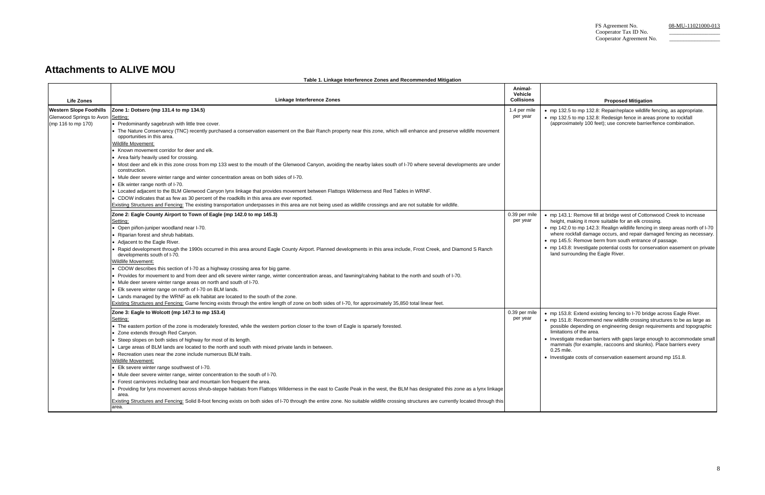FS Agreement No. 08-MU-11021000-013
Cooperator Tax ID No.
Cooperator Agreement No.

# Attachments to ALIVE MOU

**Table 1. Linkage Interference Zones and Recommended Mitigation**

| Life Zones | Linkage Interference Zones | Animal-Vehicle Collisions | Proposed Mitigation |
|---|---|---|---|
| **Western Slope Foothills** Glenwood Springs to Avon (mp 116 to mp 170) | **Zone 1: Dotsero (mp 131.4 to mp 134.5)**<br>Setting:<br>• Predominantly sagebrush with little tree cover.<br>• The Nature Conservancy (TNC) recently purchased a conservation easement on the Bair Ranch property near this zone, which will enhance and preserve wildlife movement opportunities in this area.<br>Wildlife Movement:<br>• Known movement corridor for deer and elk.<br>• Area fairly heavily used for crossing.<br>• Most deer and elk in this zone cross from mp 133 west to the mouth of the Glenwood Canyon, avoiding the nearby lakes south of I-70 where several developments are under construction.<br>• Mule deer severe winter range and winter concentration areas on both sides of I-70.<br>• Elk winter range north of I-70.<br>• Located adjacent to the BLM Glenwood Canyon lynx linkage that provides movement between Flattops Wilderness and Red Tables in WRNF.<br>• CDOW indicates that as few as 30 percent of the roadkills in this area are ever reported.<br>Existing Structures and Fencing: The existing transportation underpasses in this area are not being used as wildlife crossings and are not suitable for wildlife. | 1.4 per mile per year | • mp 132.5 to mp 132.8: Repair/replace wildlife fencing, as appropriate.<br>• mp 132.5 to mp 132.8: Redesign fence in areas prone to rockfall (approximately 100 feet); use concrete barrier/fence combination. |
| | **Zone 2: Eagle County Airport to Town of Eagle (mp 142.0 to mp 145.3)**<br>Setting:<br>• Open piñon-juniper woodland near I-70.<br>• Riparian forest and shrub habitats.<br>• Adjacent to the Eagle River.<br>• Rapid development through the 1990s occurred in this area around Eagle County Airport. Planned developments in this area include, Frost Creek, and Diamond S Ranch developments south of I-70.<br>Wildlife Movement:<br>• CDOW describes this section of I-70 as a highway crossing area for big game.<br>• Provides for movement to and from deer and elk severe winter range, winter concentration areas, and fawning/calving habitat to the north and south of I-70.<br>• Mule deer severe winter range areas on north and south of I-70.<br>• Elk severe winter range on north of I-70 on BLM lands.<br>• Lands managed by the WRNF as elk habitat are located to the south of the zone.<br>Existing Structures and Fencing: Game fencing exists through the entire length of zone on both sides of I-70, for approximately 35,850 total linear feet. | 0.39 per mile per year | • mp 143.1: Remove fill at bridge west of Cottonwood Creek to increase height, making it more suitable for an elk crossing.<br>• mp 142.0 to mp 142.3: Realign wildlife fencing in steep areas north of I-70 where rockfall damage occurs, and repair damaged fencing as necessary.<br>• mp 145.5: Remove berm from south entrance of passage.<br>• mp 143.8: Investigate potential costs for conservation easement on private land surrounding the Eagle River. |
| | **Zone 3: Eagle to Wolcott (mp 147.3 to mp 153.4)**<br>Setting:<br>• The eastern portion of the zone is moderately forested, while the western portion closer to the town of Eagle is sparsely forested.<br>• Zone extends through Red Canyon.<br>• Steep slopes on both sides of highway for most of its length.<br>• Large areas of BLM lands are located to the north and south with mixed private lands in between.<br>• Recreation uses near the zone include numerous BLM trails.<br>Wildlife Movement:<br>• Elk severe winter range southwest of I-70.<br>• Mule deer severe winter range, winter concentration to the south of I-70.<br>• Forest carnivores including bear and mountain lion frequent the area.<br>• Providing for lynx movement across shrub-steppe habitats from Flattops Wilderness in the east to Castle Peak in the west, the BLM has designated this zone as a lynx linkage area.<br>Existing Structures and Fencing: Solid 8-foot fencing exists on both sides of I-70 through the entire zone. No suitable wildlife crossing structures are currently located through this area. | 0.39 per mile per year | • mp 153.8: Extend existing fencing to I-70 bridge across Eagle River.<br>• mp 151.8: Recommend new wildlife crossing structures to be as large as possible depending on engineering design requirements and topographic limitations of the area.<br>• Investigate median barriers with gaps large enough to accommodate small mammals (for example, raccoons and skunks). Place barriers every 0.25 mile.<br>• Investigate costs of conservation easement around mp 151.8. |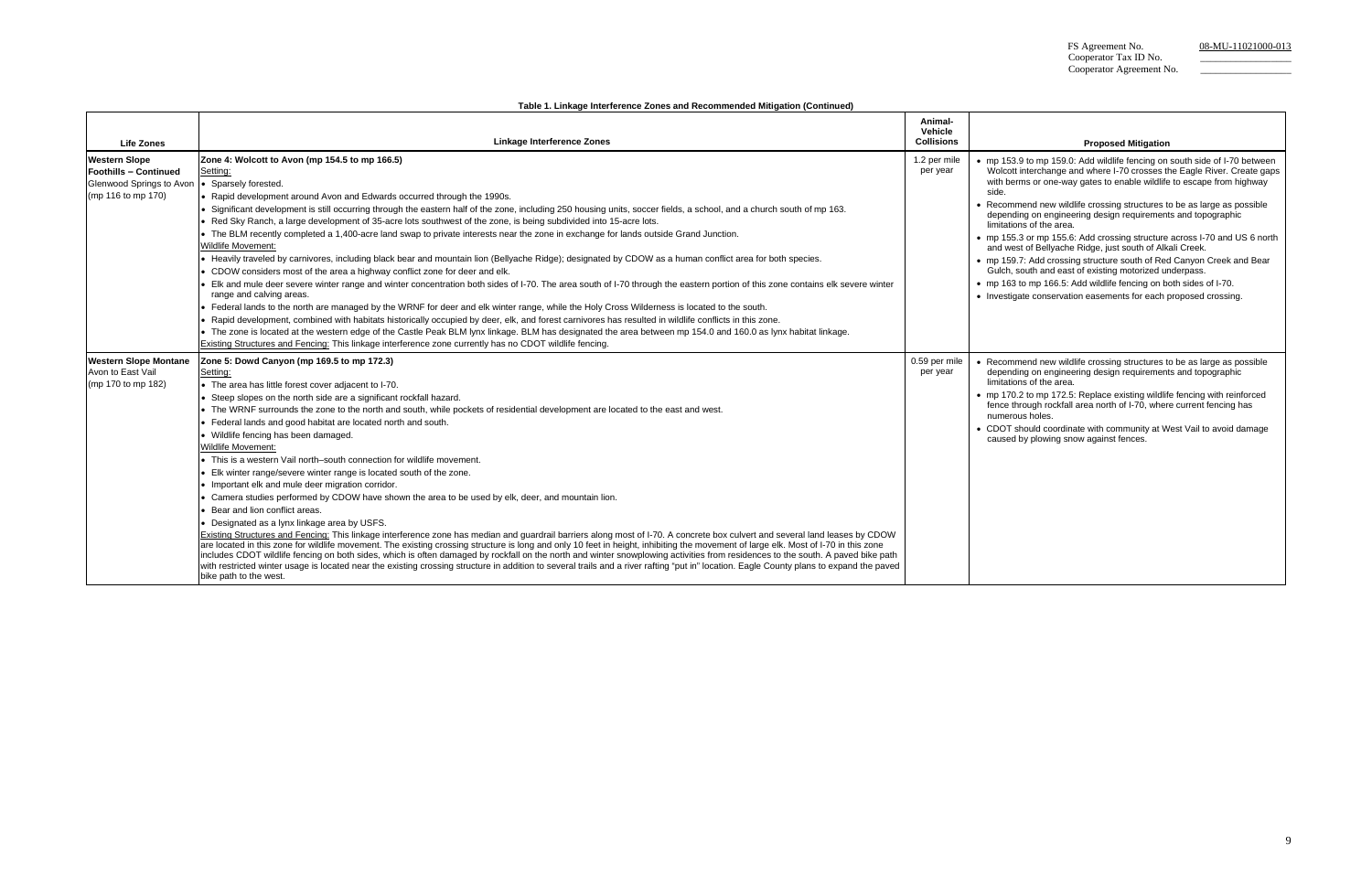FS Agreement No. 08-MU-11021000-013
Cooperator Tax ID No. \_\_\_\_\_\_\_\_\_\_
Cooperator Agreement No. \_\_\_\_\_\_\_\_\_\_

**Table 1. Linkage Interference Zones and Recommended Mitigation (Continued)**

| Life Zones | Linkage Interference Zones | Animal-Vehicle Collisions | Proposed Mitigation |
|---|---|---|---|
| **Western Slope Foothills – Continued** Glenwood Springs to Avon (mp 116 to mp 170) | **Zone 4: Wolcott to Avon (mp 154.5 to mp 166.5)**<br>Setting:<br>• Sparsely forested.<br>• Rapid development around Avon and Edwards occurred through the 1990s.<br>• Significant development is still occurring through the eastern half of the zone, including 250 housing units, soccer fields, a school, and a church south of mp 163.<br>• Red Sky Ranch, a large development of 35-acre lots southwest of the zone, is being subdivided into 15-acre lots.<br>• The BLM recently completed a 1,400-acre land swap to private interests near the zone in exchange for lands outside Grand Junction.<br>Wildlife Movement:<br>• Heavily traveled by carnivores, including black bear and mountain lion (Bellyache Ridge); designated by CDOW as a human conflict area for both species.<br>• CDOW considers most of the area a highway conflict zone for deer and elk.<br>• Elk and mule deer severe winter range and winter concentration both sides of I-70. The area south of I-70 through the eastern portion of this zone contains elk severe winter range and calving areas.<br>• Federal lands to the north are managed by the WRNF for deer and elk winter range, while the Holy Cross Wilderness is located to the south.<br>• Rapid development, combined with habitats historically occupied by deer, elk, and forest carnivores has resulted in wildlife conflicts in this zone.<br>• The zone is located at the western edge of the Castle Peak BLM lynx linkage. BLM has designated the area between mp 154.0 and 160.0 as lynx habitat linkage.<br>Existing Structures and Fencing: This linkage interference zone currently has no CDOT wildlife fencing. | 1.2 per mile per year | • mp 153.9 to mp 159.0: Add wildlife fencing on south side of I-70 between Wolcott interchange and where I-70 crosses the Eagle River. Create gaps with berms or one-way gates to enable wildlife to escape from highway side.<br>• Recommend new wildlife crossing structures to be as large as possible depending on engineering design requirements and topographic limitations of the area.<br>• mp 155.3 or mp 155.6: Add crossing structure across I-70 and US 6 north and west of Bellyache Ridge, just south of Alkali Creek.<br>• mp 159.7: Add crossing structure south of Red Canyon Creek and Bear Gulch, south and east of existing motorized underpass.<br>• mp 163 to mp 166.5: Add wildlife fencing on both sides of I-70.<br>• Investigate conservation easements for each proposed crossing. |
| **Western Slope Montane** Avon to East Vail (mp 170 to mp 182) | **Zone 5: Dowd Canyon (mp 169.5 to mp 172.3)**<br>Setting:<br>• The area has little forest cover adjacent to I-70.<br>• Steep slopes on the north side are a significant rockfall hazard.<br>• The WRNF surrounds the zone to the north and south, while pockets of residential development are located to the east and west.<br>• Federal lands and good habitat are located north and south.<br>• Wildlife fencing has been damaged.<br>Wildlife Movement:<br>• This is a western Vail north–south connection for wildlife movement.<br>• Elk winter range/severe winter range is located south of the zone.<br>• Important elk and mule deer migration corridor.<br>• Camera studies performed by CDOW have shown the area to be used by elk, deer, and mountain lion.<br>• Bear and lion conflict areas.<br>• Designated as a lynx linkage area by USFS.<br>Existing Structures and Fencing: This linkage interference zone has median and guardrail barriers along most of I-70. A concrete box culvert and several land leases by CDOW are located in this zone for wildlife movement. The existing crossing structure is long and only 10 feet in height, inhibiting the movement of large elk. Most of I-70 in this zone includes CDOT wildlife fencing on both sides, which is often damaged by rockfall on the north and winter snowplowing activities from residences to the south. A paved bike path with restricted winter usage is located near the existing crossing structure in addition to several trails and a river rafting "put in" location. Eagle County plans to expand the paved bike path to the west. | 0.59 per mile per year | • Recommend new wildlife crossing structures to be as large as possible depending on engineering design requirements and topographic limitations of the area.<br>• mp 170.2 to mp 172.5: Replace existing wildlife fencing with reinforced fence through rockfall area north of I-70, where current fencing has numerous holes.<br>• CDOT should coordinate with community at West Vail to avoid damage caused by plowing snow against fences. |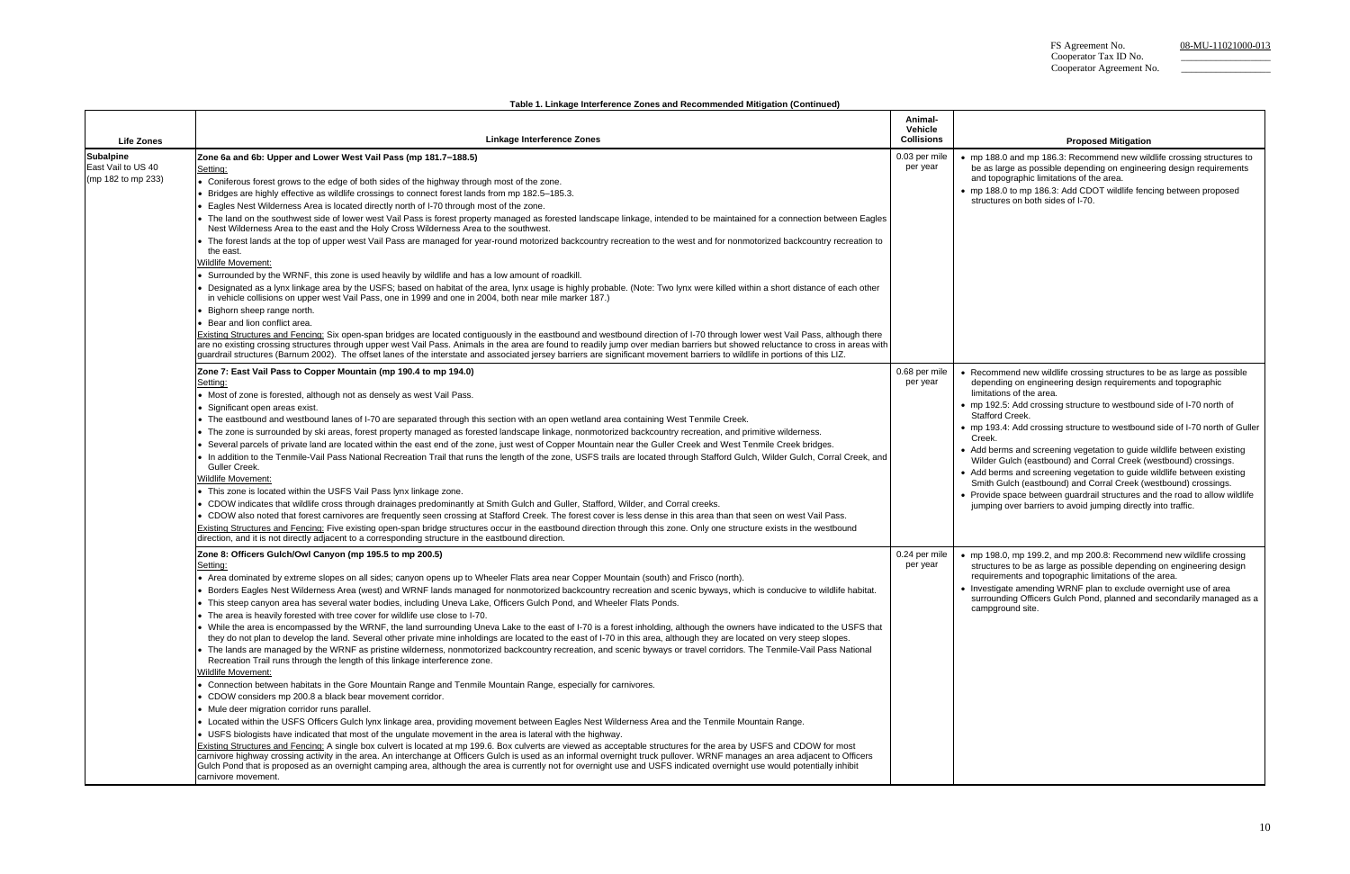FS Agreement No. 08-MU-11021000-013
Cooperator Tax ID No. ___________
Cooperator Agreement No. ___________

**Table 1. Linkage Interference Zones and Recommended Mitigation (Continued)**

| Life Zones | Linkage Interference Zones | Animal-Vehicle Collisions | Proposed Mitigation |
|---|---|---|---|
| **Subalpine** East Vail to US 40 (mp 182 to mp 233) | **Zone 6a and 6b: Upper and Lower West Vail Pass (mp 181.7–188.5)**<br>Setting:<br>• Coniferous forest grows to the edge of both sides of the highway through most of the zone.<br>• Bridges are highly effective as wildlife crossings to connect forest lands from mp 182.5–185.3.<br>• Eagles Nest Wilderness Area is located directly north of I-70 through most of the zone.<br>• The land on the southwest side of lower west Vail Pass is forest property managed as forested landscape linkage, intended to be maintained for a connection between Eagles Nest Wilderness Area to the east and the Holy Cross Wilderness Area to the southwest.<br>• The forest lands at the top of upper west Vail Pass are managed for year-round motorized backcountry recreation to the west and for nonmotorized backcountry recreation to the east.<br>Wildlife Movement:<br>• Surrounded by the WRNF, this zone is used heavily by wildlife and has a low amount of roadkill.<br>• Designated as a lynx linkage area by the USFS; based on habitat of the area, lynx usage is highly probable. (Note: Two lynx were killed within a short distance of each other in vehicle collisions on upper west Vail Pass, one in 1999 and one in 2004, both near mile marker 187.)<br>• Bighorn sheep range north.<br>• Bear and lion conflict area.<br>Existing Structures and Fencing: Six open-span bridges are located contiguously in the eastbound and westbound direction of I-70 through lower west Vail Pass, although there are no existing crossing structures through upper west Vail Pass. Animals in the area are found to readily jump over median barriers but showed reluctance to cross in areas with guardrail structures (Barnum 2002). The offset lanes of the interstate and associated jersey barriers are significant movement barriers to wildlife in portions of this LIZ. | 0.03 per mile per year | • mp 188.0 and mp 186.3: Recommend new wildlife crossing structures to be as large as possible depending on engineering design requirements and topographic limitations of the area.<br>• mp 188.0 to mp 186.3: Add CDOT wildlife fencing between proposed structures on both sides of I-70. |
| | **Zone 7: East Vail Pass to Copper Mountain (mp 190.4 to mp 194.0)**<br>Setting:<br>• Most of zone is forested, although not as densely as west Vail Pass.<br>• Significant open areas exist.<br>• The eastbound and westbound lanes of I-70 are separated through this section with an open wetland area containing West Tenmile Creek.<br>• The zone is surrounded by ski areas, forest property managed as forested landscape linkage, nonmotorized backcountry recreation, and primitive wilderness.<br>• Several parcels of private land are located within the east end of the zone, just west of Copper Mountain near the Guller Creek and West Tenmile Creek bridges.<br>• In addition to the Tenmile-Vail Pass National Recreation Trail that runs the length of the zone, USFS trails are located through Stafford Gulch, Wilder Gulch, Corral Creek, and Guller Creek.<br>Wildlife Movement:<br>• This zone is located within the USFS Vail Pass lynx linkage zone.<br>• CDOW indicates that wildlife cross through drainages predominantly at Smith Gulch and Guller, Stafford, Wilder, and Corral creeks.<br>• CDOW also noted that forest carnivores are frequently seen crossing at Stafford Creek. The forest cover is less dense in this area than that seen on west Vail Pass.<br>Existing Structures and Fencing: Five existing open-span bridge structures occur in the eastbound direction through this zone. Only one structure exists in the westbound direction, and it is not directly adjacent to a corresponding structure in the eastbound direction. | 0.68 per mile per year | • Recommend new wildlife crossing structures to be as large as possible depending on engineering design requirements and topographic limitations of the area.<br>• mp 192.5: Add crossing structure to westbound side of I-70 north of Stafford Creek.<br>• mp 193.4: Add crossing structure to westbound side of I-70 north of Guller Creek.<br>• Add berms and screening vegetation to guide wildlife between existing Wilder Gulch (eastbound) and Corral Creek (westbound) crossings.<br>• Add berms and screening vegetation to guide wildlife between existing Smith Gulch (eastbound) and Corral Creek (westbound) crossings.<br>• Provide space between guardrail structures and the road to allow wildlife jumping over barriers to avoid jumping directly into traffic. |
| | **Zone 8: Officers Gulch/Owl Canyon (mp 195.5 to mp 200.5)**<br>Setting:<br>• Area dominated by extreme slopes on all sides; canyon opens up to Wheeler Flats area near Copper Mountain (south) and Frisco (north).<br>• Borders Eagles Nest Wilderness Area (west) and WRNF lands managed for nonmotorized backcountry recreation and scenic byways, which is conducive to wildlife habitat.<br>• This steep canyon area has several water bodies, including Uneva Lake, Officers Gulch Pond, and Wheeler Flats Ponds.<br>• The area is heavily forested with tree cover for wildlife use close to I-70.<br>• While the area is encompassed by the WRNF, the land surrounding Uneva Lake to the east of I-70 is a forest inholding, although the owners have indicated to the USFS that they do not plan to develop the land. Several other private mine inholdings are located to the east of I-70 in this area, although they are located on very steep slopes.<br>• The lands are managed by the WRNF as pristine wilderness, nonmotorized backcountry recreation, and scenic byways or travel corridors. The Tenmile-Vail Pass National Recreation Trail runs through the length of this linkage interference zone.<br>Wildlife Movement:<br>• Connection between habitats in the Gore Mountain Range and Tenmile Mountain Range, especially for carnivores.<br>• CDOW considers mp 200.8 a black bear movement corridor.<br>• Mule deer migration corridor runs parallel.<br>• Located within the USFS Officers Gulch lynx linkage area, providing movement between Eagles Nest Wilderness Area and the Tenmile Mountain Range.<br>• USFS biologists have indicated that most of the ungulate movement in the area is lateral with the highway.<br>Existing Structures and Fencing: A single box culvert is located at mp 199.6. Box culverts are viewed as acceptable structures for the area by USFS and CDOW for most carnivore highway crossing activity in the area. An interchange at Officers Gulch is used as an informal overnight truck pullover. WRNF manages an area adjacent to Officers Gulch Pond that is proposed as an overnight camping area, although the area is currently not for overnight use and USFS indicated overnight use would potentially inhibit carnivore movement. | 0.24 per mile per year | • mp 198.0, mp 199.2, and mp 200.8: Recommend new wildlife crossing structures to be as large as possible depending on engineering design requirements and topographic limitations of the area.<br>• Investigate amending WRNF plan to exclude overnight use of area surrounding Officers Gulch Pond, planned and secondarily managed as a campground site. |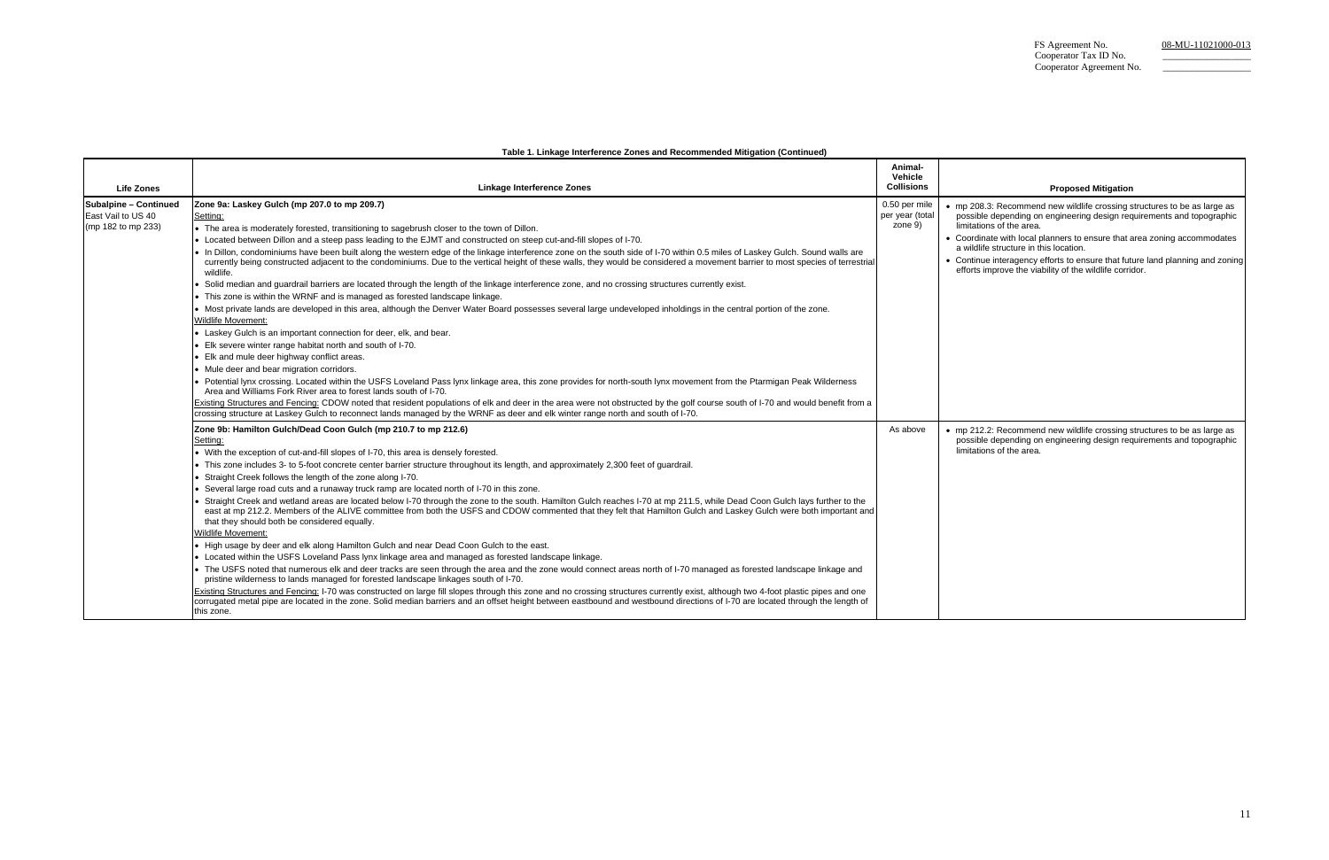FS Agreement No. 08-MU-11021000-013
Cooperator Tax ID No. ___________
Cooperator Agreement No. ___________

**Table 1. Linkage Interference Zones and Recommended Mitigation (Continued)**

| Life Zones | Linkage Interference Zones | Animal-Vehicle Collisions | Proposed Mitigation |
|---|---|---|---|
| **Subalpine – Continued** East Vail to US 40 (mp 182 to mp 233) | **Zone 9a: Laskey Gulch (mp 207.0 to mp 209.7)**<br>Setting:<br>• The area is moderately forested, transitioning to sagebrush closer to the town of Dillon.<br>• Located between Dillon and a steep pass leading to the EJMT and constructed on steep cut-and-fill slopes of I-70.<br>• In Dillon, condominiums have been built along the western edge of the linkage interference zone on the south side of I-70 within 0.5 miles of Laskey Gulch. Sound walls are currently being constructed adjacent to the condominiums. Due to the vertical height of these walls, they would be considered a movement barrier to most species of terrestrial wildlife.<br>• Solid median and guardrail barriers are located through the length of the linkage interference zone, and no crossing structures currently exist.<br>• This zone is within the WRNF and is managed as forested landscape linkage.<br>• Most private lands are developed in this area, although the Denver Water Board possesses several large undeveloped inholdings in the central portion of the zone.<br>Wildlife Movement:<br>• Laskey Gulch is an important connection for deer, elk, and bear.<br>• Elk severe winter range habitat north and south of I-70.<br>• Elk and mule deer highway conflict areas.<br>• Mule deer and bear migration corridors.<br>• Potential lynx crossing. Located within the USFS Loveland Pass lynx linkage area, this zone provides for north-south lynx movement from the Ptarmigan Peak Wilderness Area and Williams Fork River area to forest lands south of I-70.<br>Existing Structures and Fencing: CDOW noted that resident populations of elk and deer in the area were not obstructed by the golf course south of I-70 and would benefit from a crossing structure at Laskey Gulch to reconnect lands managed by the WRNF as deer and elk winter range north and south of I-70. | 0.50 per mile per year (total zone 9) | • mp 208.3: Recommend new wildlife crossing structures to be as large as possible depending on engineering design requirements and topographic limitations of the area.<br>• Coordinate with local planners to ensure that area zoning accommodates a wildlife structure in this location.<br>• Continue interagency efforts to ensure that future land planning and zoning efforts improve the viability of the wildlife corridor. |
| | **Zone 9b: Hamilton Gulch/Dead Coon Gulch (mp 210.7 to mp 212.6)**<br>Setting:<br>• With the exception of cut-and-fill slopes of I-70, this area is densely forested.<br>• This zone includes 3- to 5-foot concrete center barrier structure throughout its length, and approximately 2,300 feet of guardrail.<br>• Straight Creek follows the length of the zone along I-70.<br>• Several large road cuts and a runaway truck ramp are located north of I-70 in this zone.<br>• Straight Creek and wetland areas are located below I-70 through the zone to the south. Hamilton Gulch reaches I-70 at mp 211.5, while Dead Coon Gulch lays further to the east at mp 212.2. Members of the ALIVE committee from both the USFS and CDOW commented that they felt that Hamilton Gulch and Laskey Gulch were both important and that they should both be considered equally.<br>Wildlife Movement:<br>• High usage by deer and elk along Hamilton Gulch and near Dead Coon Gulch to the east.<br>• Located within the USFS Loveland Pass lynx linkage area and managed as forested landscape linkage.<br>• The USFS noted that numerous elk and deer tracks are seen through the area and the zone would connect areas north of I-70 managed as forested landscape linkage and pristine wilderness to lands managed for forested landscape linkages south of I-70.<br>Existing Structures and Fencing: I-70 was constructed on large fill slopes through this zone and no crossing structures currently exist, although two 4-foot plastic pipes and one corrugated metal pipe are located in the zone. Solid median barriers and an offset height between eastbound and westbound directions of I-70 are located through the length of this zone. | As above | • mp 212.2: Recommend new wildlife crossing structures to be as large as possible depending on engineering design requirements and topographic limitations of the area. |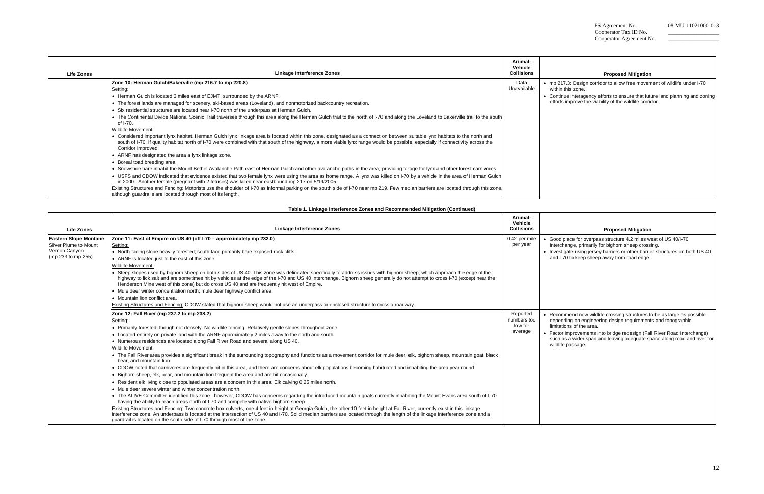FS Agreement No. 08-MU-11021000-013
Cooperator Tax ID No. ___________
Cooperator Agreement No. ___________

| Life Zones | Linkage Interference Zones | Animal-Vehicle Collisions | Proposed Mitigation |
|---|---|---|---|
| | **Zone 10: Herman Gulch/Bakerville (mp 216.7 to mp 220.8)**<br>Setting:<br>• Herman Gulch is located 3 miles east of EJMT, surrounded by the ARNF.<br>• The forest lands are managed for scenery, ski-based areas (Loveland), and nonmotorized backcountry recreation.<br>• Six residential structures are located near I-70 north of the underpass at Herman Gulch.<br>• The Continental Divide National Scenic Trail traverses through this area along the Herman Gulch trail to the north of I-70 and along the Loveland to Bakerville trail to the south of I-70.<br>Wildlife Movement:<br>• Considered important lynx habitat. Herman Gulch lynx linkage area is located within this zone, designated as a connection between suitable lynx habitats to the north and south of I-70. If quality habitat north of I-70 were combined with that south of the highway, a more viable lynx range would be possible, especially if connectivity across the Corridor improved.<br>• ARNF has designated the area a lynx linkage zone.<br>• Boreal toad breeding area.<br>• Snowshoe hare inhabit the Mount Bethel Avalanche Path east of Herman Gulch and other avalanche paths in the area, providing forage for lynx and other forest carnivores.<br>• USFS and CDOW indicated that evidence existed that two female lynx were using the area as home range. A lynx was killed on I-70 by a vehicle in the area of Herman Gulch in 2000. Another female (pregnant with 2 fetuses) was killed near eastbound mp 217 on 5/19/2005.<br>Existing Structures and Fencing: Motorists use the shoulder of I-70 as informal parking on the south side of I-70 near mp 219. Few median barriers are located through this zone, although guardrails are located through most of its length. | Data Unavailable | • mp 217.3: Design corridor to allow free movement of wildlife under I-70 within this zone.<br>• Continue interagency efforts to ensure that future land planning and zoning efforts improve the viability of the wildlife corridor. |

**Table 1. Linkage Interference Zones and Recommended Mitigation (Continued)**

| Life Zones | Linkage Interference Zones | Animal-Vehicle Collisions | Proposed Mitigation |
|---|---|---|---|
| **Eastern Slope Montane**<br>Silver Plume to Mount Vernon Canyon<br>(mp 233 to mp 255) | **Zone 11: East of Empire on US 40 (off I-70 – approximately mp 232.0)**<br>Setting:<br>• North-facing slope heavily forested; south face primarily bare exposed rock cliffs.<br>• ARNF is located just to the east of this zone.<br>Wildlife Movement:<br>• Steep slopes used by bighorn sheep on both sides of US 40. This zone was delineated specifically to address issues with bighorn sheep, which approach the edge of the highway to lick salt and are sometimes hit by vehicles at the edge of the I-70 and US 40 interchange. Bighorn sheep generally do not attempt to cross I-70 (except near the Henderson Mine west of this zone) but do cross US 40 and are frequently hit west of Empire.<br>• Mule deer winter concentration north; mule deer highway conflict area.<br>• Mountain lion conflict area.<br>Existing Structures and Fencing: CDOW stated that bighorn sheep would not use an underpass or enclosed structure to cross a roadway. | 0.42 per mile per year | • Good place for overpass structure 4.2 miles west of US 40/I-70 interchange, primarily for bighorn sheep crossing.<br>• Investigate using jersey barriers or other barrier structures on both US 40 and I-70 to keep sheep away from road edge. |
| | **Zone 12: Fall River (mp 237.2 to mp 238.2)**<br>Setting:<br>• Primarily forested, though not densely. No wildlife fencing. Relatively gentle slopes throughout zone.<br>• Located entirely on private land with the ARNF approximately 2 miles away to the north and south.<br>• Numerous residences are located along Fall River Road and several along US 40.<br>Wildlife Movement:<br>• The Fall River area provides a significant break in the surrounding topography and functions as a movement corridor for mule deer, elk, bighorn sheep, mountain goat, black bear, and mountain lion.<br>• CDOW noted that carnivores are frequently hit in this area, and there are concerns about elk populations becoming habituated and inhabiting the area year-round.<br>• Bighorn sheep, elk, bear, and mountain lion frequent the area and are hit occasionally.<br>• Resident elk living close to populated areas are a concern in this area. Elk calving 0.25 miles north.<br>• Mule deer severe winter and winter concentration north.<br>• The ALIVE Committee identified this zone , however, CDOW has concerns regarding the introduced mountain goats currently inhabiting the Mount Evans area south of I-70 having the ability to reach areas north of I-70 and compete with native bighorn sheep.<br>Existing Structures and Fencing: Two concrete box culverts, one 4 feet in height at Georgia Gulch, the other 10 feet in height at Fall River, currently exist in this linkage interference zone. An underpass is located at the intersection of US 40 and I-70. Solid median barriers are located through the length of the linkage interference zone and a guardrail is located on the south side of I-70 through most of the zone. | Reported numbers too low for average | • Recommend new wildlife crossing structures to be as large as possible depending on engineering design requirements and topographic limitations of the area.<br>• Factor improvements into bridge redesign (Fall River Road Interchange) such as a wider span and leaving adequate space along road and river for wildlife passage. |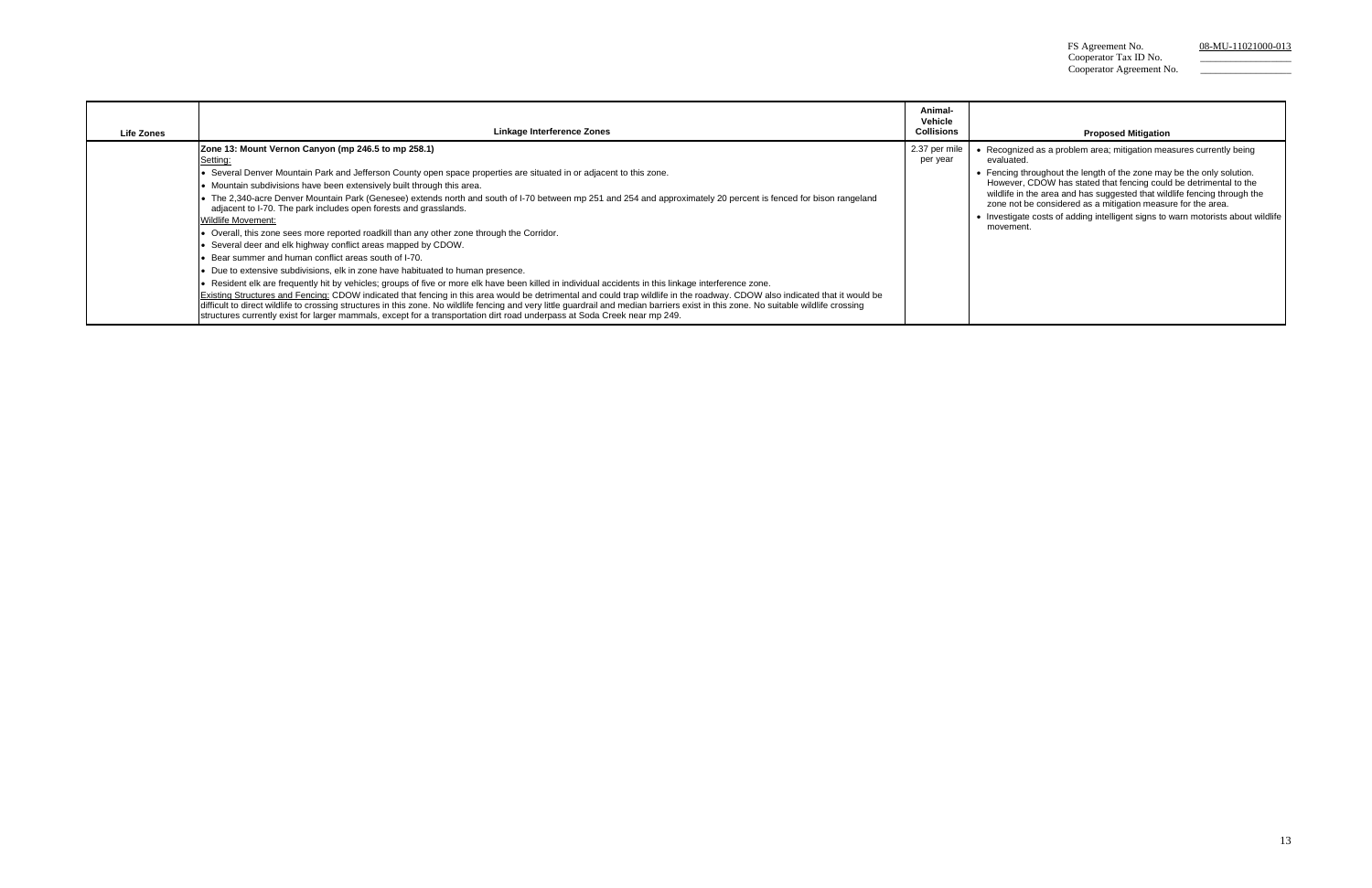FS Agreement No. 08-MU-11021000-013
Cooperator Tax ID No. ___________
Cooperator Agreement No. ___________

| Life Zones | Linkage Interference Zones | Animal-Vehicle Collisions | Proposed Mitigation |
|---|---|---|---|
| | **Zone 13: Mount Vernon Canyon (mp 246.5 to mp 258.1)**<br>Setting:<br>• Several Denver Mountain Park and Jefferson County open space properties are situated in or adjacent to this zone.<br>• Mountain subdivisions have been extensively built through this area.<br>• The 2,340-acre Denver Mountain Park (Genesee) extends north and south of I-70 between mp 251 and 254 and approximately 20 percent is fenced for bison rangeland adjacent to I-70. The park includes open forests and grasslands.<br>Wildlife Movement:<br>• Overall, this zone sees more reported roadkill than any other zone through the Corridor.<br>• Several deer and elk highway conflict areas mapped by CDOW.<br>• Bear summer and human conflict areas south of I-70.<br>• Due to extensive subdivisions, elk in zone have habituated to human presence.<br>• Resident elk are frequently hit by vehicles; groups of five or more elk have been killed in individual accidents in this linkage interference zone.<br>Existing Structures and Fencing: CDOW indicated that fencing in this area would be detrimental and could trap wildlife in the roadway. CDOW also indicated that it would be difficult to direct wildlife to crossing structures in this zone. No wildlife fencing and very little guardrail and median barriers exist in this zone. No suitable wildlife crossing structures currently exist for larger mammals, except for a transportation dirt road underpass at Soda Creek near mp 249. | 2.37 per mile per year | • Recognized as a problem area; mitigation measures currently being evaluated.<br>• Fencing throughout the length of the zone may be the only solution. However, CDOW has stated that fencing could be detrimental to the wildlife in the area and has suggested that wildlife fencing through the zone not be considered as a mitigation measure for the area.<br>• Investigate costs of adding intelligent signs to warn motorists about wildlife movement. |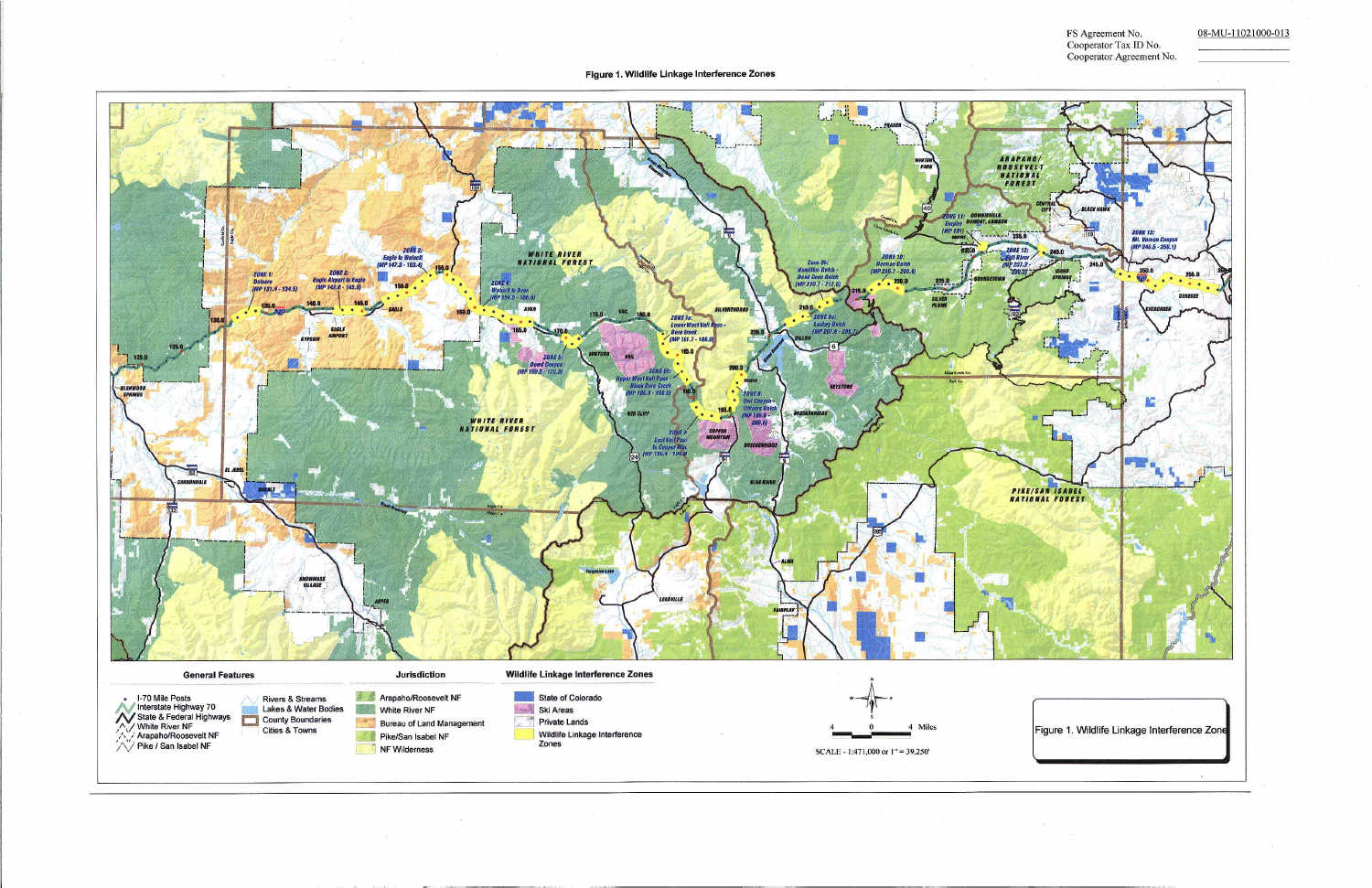FS Agreement No. 08-MU-11021000-013
Cooperator Tax ID No.
Cooperator Agreement No.

**Figure 1. Wildlife Linkage Interference Zones**

ZONE 1: Dotsero (MP 131.4 - 134.5)
ZONE 2: Eagle Airport to Eagle (MP 142.0 - 145.9)
ZONE 3: Eagle to Wolcott (MP 147.3 - 155.4)
ZONE 4: Wolcott to Avon (MP 154.5 - 166.8)
ZONE 5: Dowd Canyon (MP 169.5 - 172.0)
ZONE 6a: Lower West Vail Pass - Black Gore Creek (MP 181.7 - 186.0)
ZONE 6b: Upper West Vail Pass - Black Gore Creek (MP 186.9 - 188.5)
ZONE 7: East Vail Pass to Copper Mtn. (MP 190.4 - 194.0)
ZONE 8: Owl Canyon - Officers Gulch (MP 196.0 - 200.5)
ZONE 9a: Laskey Gulch (MP 207.8 - 209.1)
ZONE 9b: Hamilton Gulch - Dead Coon Gulch (MP 210.7 - 212.6)
ZONE 10: Herman Gulch (MP 215.7 - 220.6)
ZONE 11: Empire (MP 231)
ZONE 12: Fall River (MP 237.2 - 239.2)
ZONE 13: Mt. Vernon Canyon (MP 246.5 - 255.1)

WHITE RIVER NATIONAL FOREST
ARAPAHO/ROOSEVELT NATIONAL FOREST
PIKE/SAN ISABEL NATIONAL FOREST

General Features
- I-70 Mile Posts
- Interstate Highway 70
- State & Federal Highways
- White River NF
- Arapaho/Roosevelt NF
- Pike / San Isabel NF
- Rivers & Streams
- Lakes & Water Bodies
- County Boundaries
- Cities & Towns

Jurisdiction
- Arapaho/Roosevelt NF
- White River NF
- Bureau of Land Management
- Pike/San Isabel NF
- NF Wilderness

Wildlife Linkage Interference Zones
- State of Colorado
- Ski Areas
- Private Lands
- Wildlife Linkage Interference Zones

4 0 4 Miles
SCALE - 1:471,000 or 1" = 39,250'

Figure 1. Wildlife Linkage Interference Zones